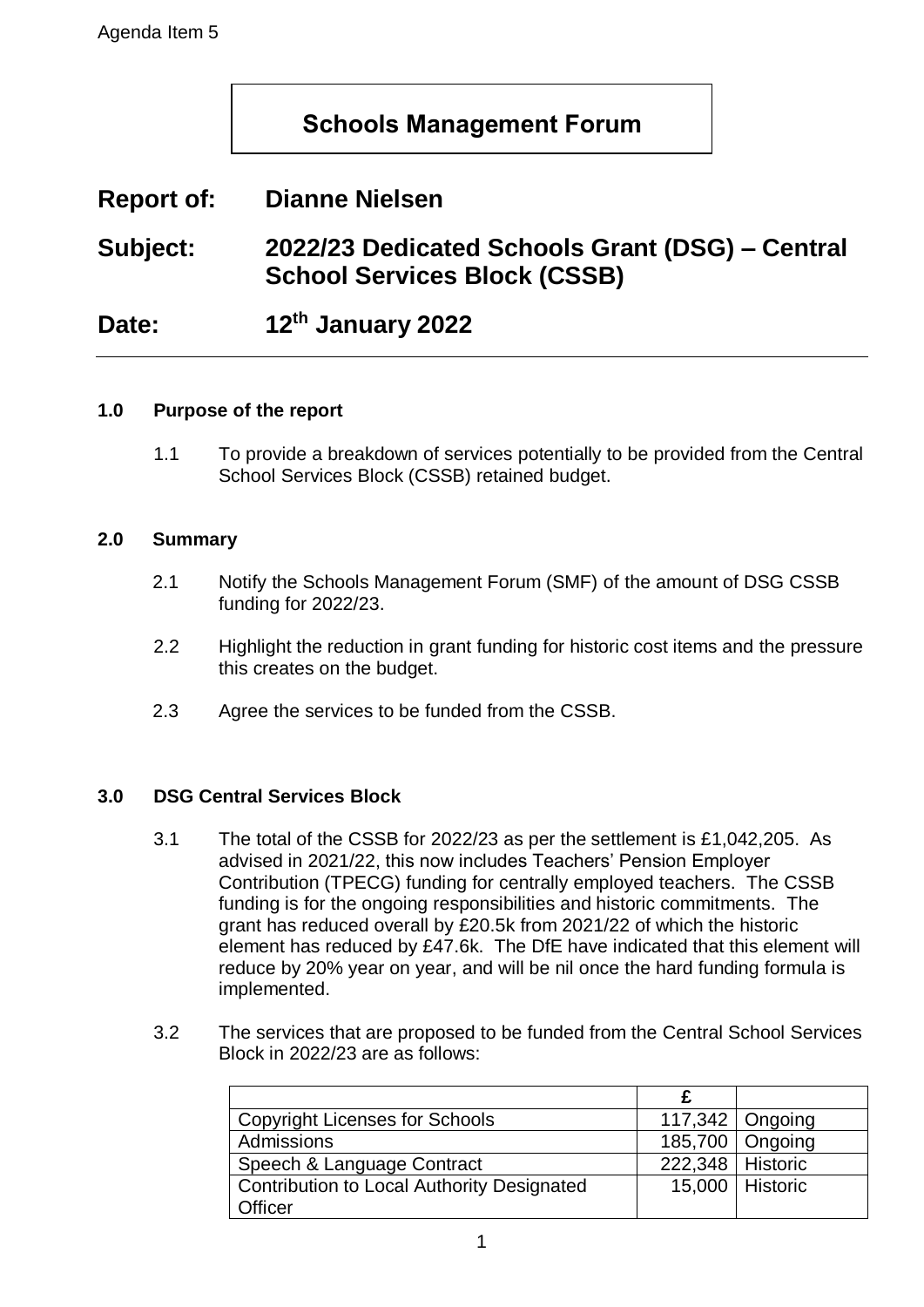Agenda Item 5

# Schools Management Forum

**Report of:** Dianne Nielsen

**Subject:** 2022/23 Dedicated Schools Grant (DSG) – Central School Services Block (CSSB)

**Date:** 12th January 2022

## 1.0 Purpose of the report

1.1 To provide a breakdown of services potentially to be provided from the Central School Services Block (CSSB) retained budget.

## 2.0 Summary

2.1 Notify the Schools Management Forum (SMF) of the amount of DSG CSSB funding for 2022/23.

2.2 Highlight the reduction in grant funding for historic cost items and the pressure this creates on the budget.

2.3 Agree the services to be funded from the CSSB.

## 3.0 DSG Central Services Block

3.1 The total of the CSSB for 2022/23 as per the settlement is £1,042,205. As advised in 2021/22, this now includes Teachers' Pension Employer Contribution (TPECG) funding for centrally employed teachers. The CSSB funding is for the ongoing responsibilities and historic commitments. The grant has reduced overall by £20.5k from 2021/22 of which the historic element has reduced by £47.6k. The DfE have indicated that this element will reduce by 20% year on year, and will be nil once the hard funding formula is implemented.

3.2 The services that are proposed to be funded from the Central School Services Block in 2022/23 are as follows:

| | £ | |
|---|---|---|
| Copyright Licenses for Schools | 117,342 | Ongoing |
| Admissions | 185,700 | Ongoing |
| Speech & Language Contract | 222,348 | Historic |
| Contribution to Local Authority Designated Officer | 15,000 | Historic |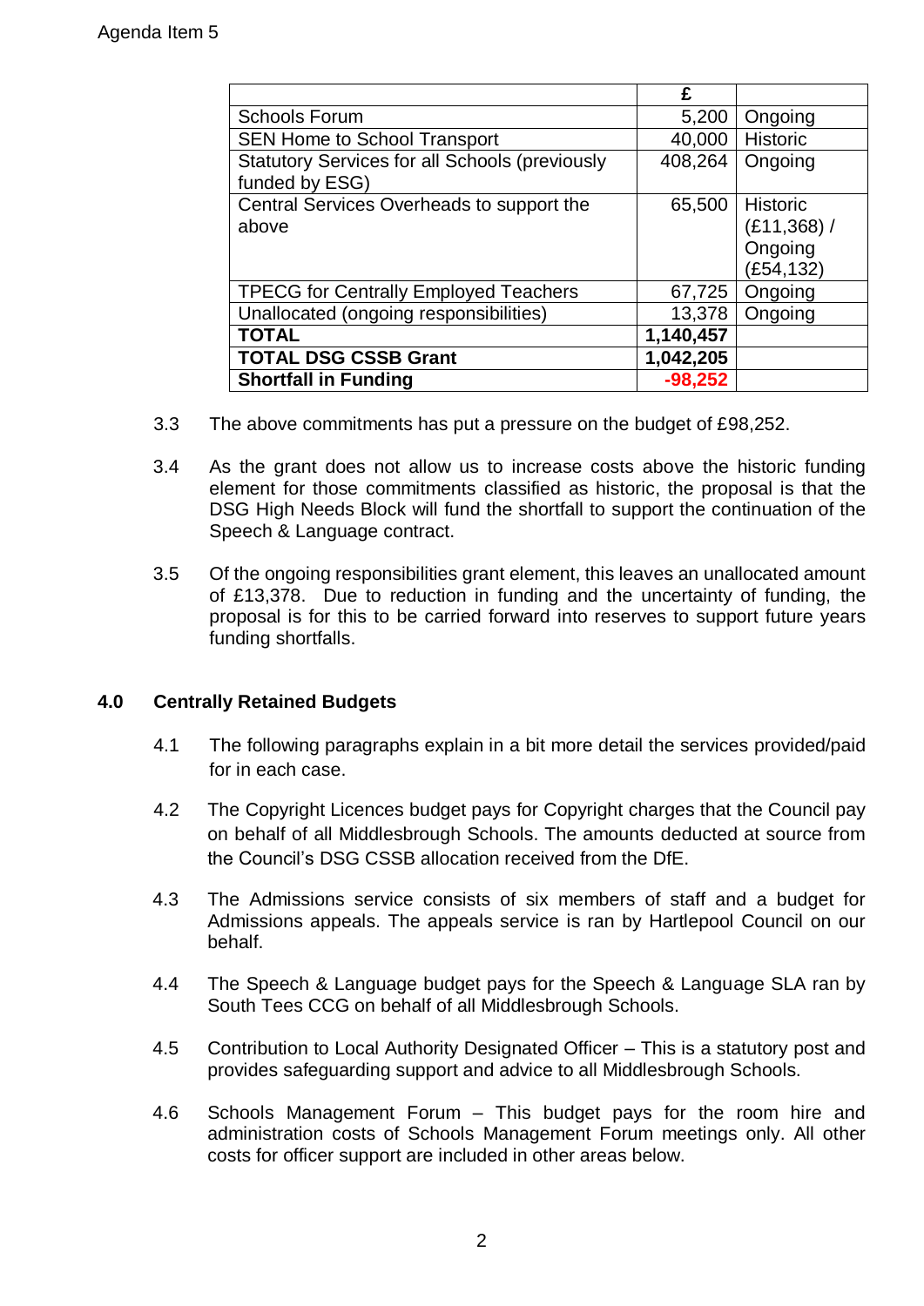Agenda Item 5

| | £ | |
|---|---|---|
| Schools Forum | 5,200 | Ongoing |
| SEN Home to School Transport | 40,000 | Historic |
| Statutory Services for all Schools (previously funded by ESG) | 408,264 | Ongoing |
| Central Services Overheads to support the above | 65,500 | Historic (£11,368) / Ongoing (£54,132) |
| TPECG for Centrally Employed Teachers | 67,725 | Ongoing |
| Unallocated (ongoing responsibilities) | 13,378 | Ongoing |
| **TOTAL** | **1,140,457** | |
| **TOTAL DSG CSSB Grant** | **1,042,205** | |
| **Shortfall in Funding** | **-98,252** | |

3.3 The above commitments has put a pressure on the budget of £98,252.

3.4 As the grant does not allow us to increase costs above the historic funding element for those commitments classified as historic, the proposal is that the DSG High Needs Block will fund the shortfall to support the continuation of the Speech & Language contract.

3.5 Of the ongoing responsibilities grant element, this leaves an unallocated amount of £13,378. Due to reduction in funding and the uncertainty of funding, the proposal is for this to be carried forward into reserves to support future years funding shortfalls.

## 4.0 Centrally Retained Budgets

4.1 The following paragraphs explain in a bit more detail the services provided/paid for in each case.

4.2 The Copyright Licences budget pays for Copyright charges that the Council pay on behalf of all Middlesbrough Schools. The amounts deducted at source from the Council's DSG CSSB allocation received from the DfE.

4.3 The Admissions service consists of six members of staff and a budget for Admissions appeals. The appeals service is ran by Hartlepool Council on our behalf.

4.4 The Speech & Language budget pays for the Speech & Language SLA ran by South Tees CCG on behalf of all Middlesbrough Schools.

4.5 Contribution to Local Authority Designated Officer – This is a statutory post and provides safeguarding support and advice to all Middlesbrough Schools.

4.6 Schools Management Forum – This budget pays for the room hire and administration costs of Schools Management Forum meetings only. All other costs for officer support are included in other areas below.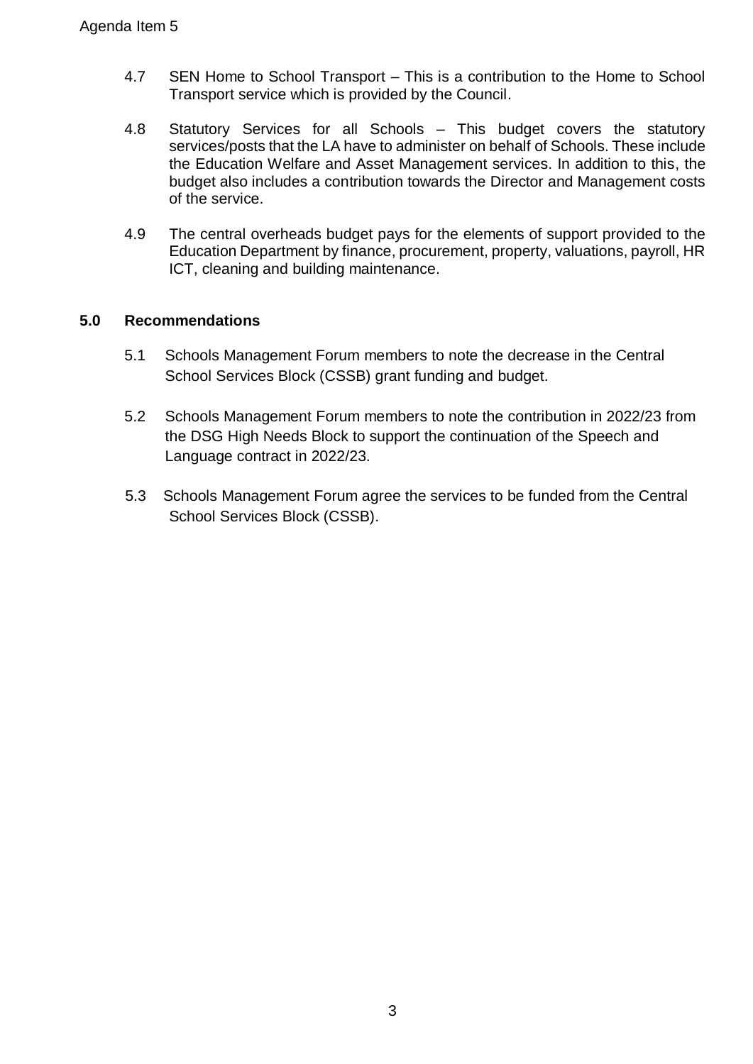4.7 SEN Home to School Transport – This is a contribution to the Home to School Transport service which is provided by the Council.

4.8 Statutory Services for all Schools – This budget covers the statutory services/posts that the LA have to administer on behalf of Schools. These include the Education Welfare and Asset Management services. In addition to this, the budget also includes a contribution towards the Director and Management costs of the service.

4.9 The central overheads budget pays for the elements of support provided to the Education Department by finance, procurement, property, valuations, payroll, HR ICT, cleaning and building maintenance.

## 5.0 Recommendations

5.1 Schools Management Forum members to note the decrease in the Central School Services Block (CSSB) grant funding and budget.

5.2 Schools Management Forum members to note the contribution in 2022/23 from the DSG High Needs Block to support the continuation of the Speech and Language contract in 2022/23.

5.3 Schools Management Forum agree the services to be funded from the Central School Services Block (CSSB).